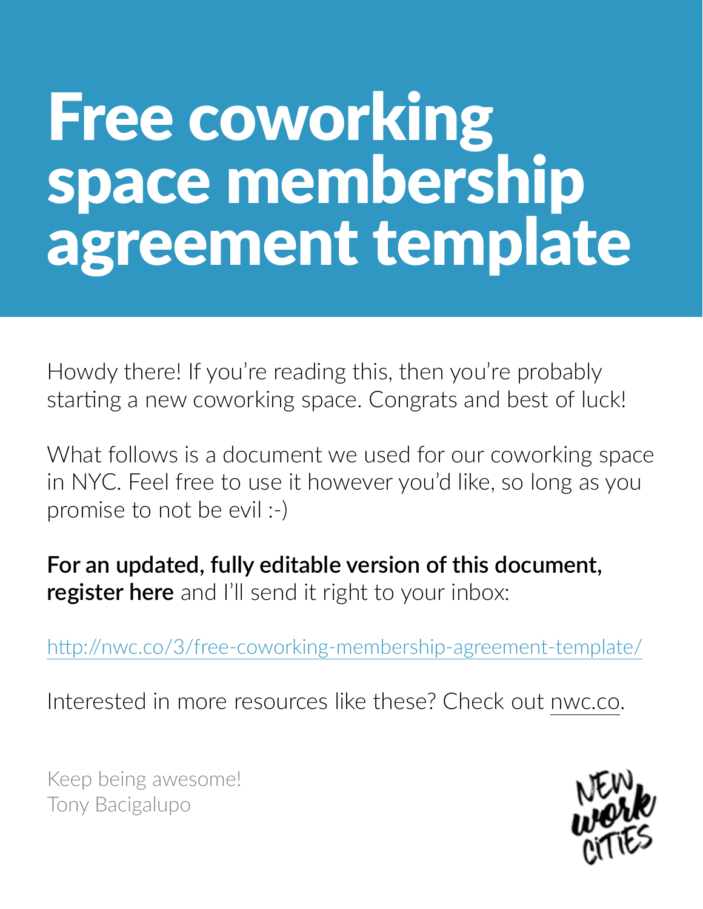# Free coworking space membership agreement template

Howdy there! If you're reading this, then you're probably starting a new coworking space. Congrats and best of luck!

What follows is a document we used for our coworking space in NYC. Feel free to use it however you'd like, so long as you promise to not be evil :-)

**For an updated, fully editable version of this document, register here** and I'll send it right to your inbox:

http://nwc.co/3/free-coworking-membership-agreement-template/

Interested in more resources like these? Check out nwc.co.

Keep being awesome!
Tony Bacigalupo

NEW work CITIES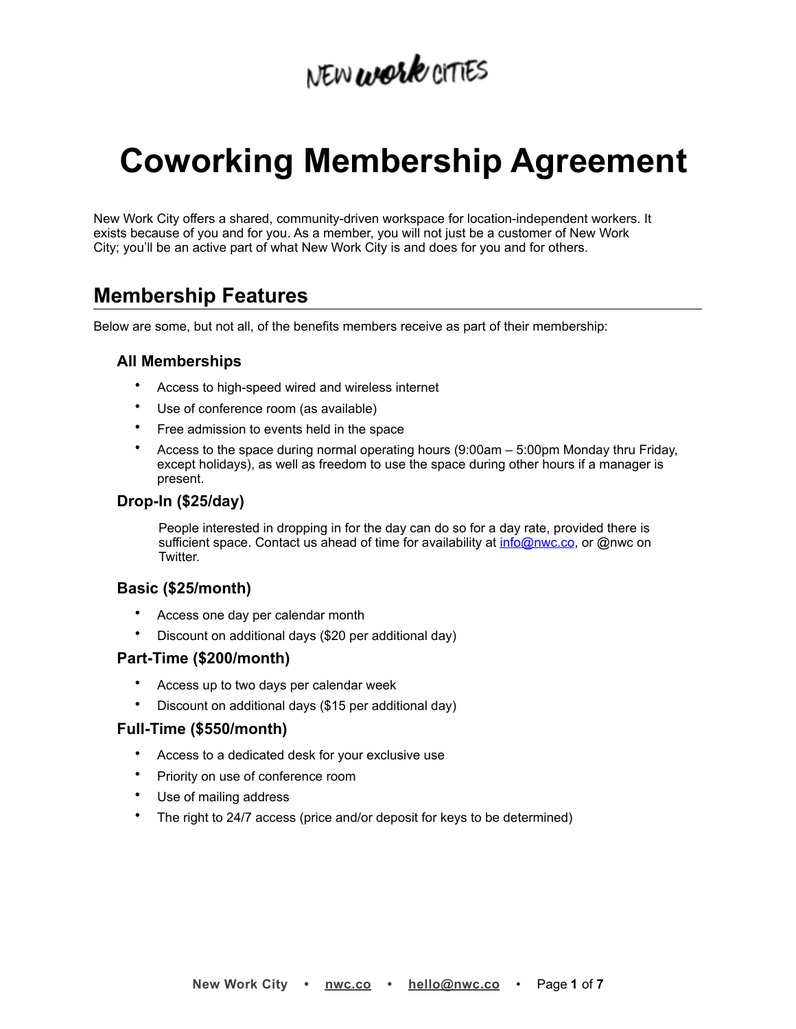NEW work CITIES

# Coworking Membership Agreement

New Work City offers a shared, community-driven workspace for location-independent workers. It exists because of you and for you. As a member, you will not just be a customer of New Work City; you'll be an active part of what New Work City is and does for you and for others.

## Membership Features

Below are some, but not all, of the benefits members receive as part of their membership:

### All Memberships

- Access to high-speed wired and wireless internet
- Use of conference room (as available)
- Free admission to events held in the space
- Access to the space during normal operating hours (9:00am – 5:00pm Monday thru Friday, except holidays), as well as freedom to use the space during other hours if a manager is present.

### Drop-In ($25/day)

People interested in dropping in for the day can do so for a day rate, provided there is sufficient space. Contact us ahead of time for availability at info@nwc.co, or @nwc on Twitter.

### Basic ($25/month)

- Access one day per calendar month
- Discount on additional days ($20 per additional day)

### Part-Time ($200/month)

- Access up to two days per calendar week
- Discount on additional days ($15 per additional day)

### Full-Time ($550/month)

- Access to a dedicated desk for your exclusive use
- Priority on use of conference room
- Use of mailing address
- The right to 24/7 access (price and/or deposit for keys to be determined)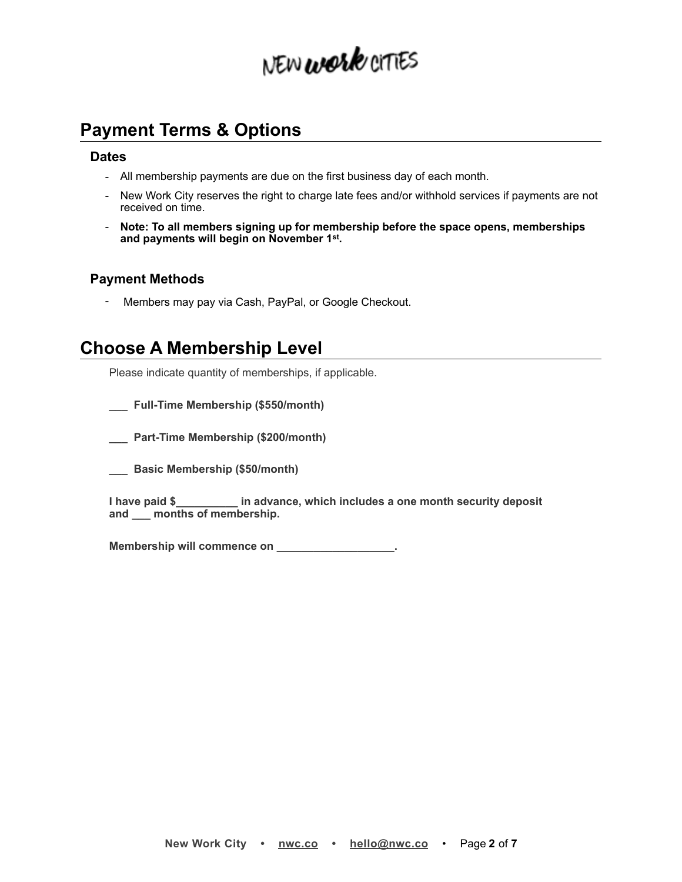## Payment Terms & Options

### Dates

- All membership payments are due on the first business day of each month.
- New Work City reserves the right to charge late fees and/or withhold services if payments are not received on time.
- **Note: To all members signing up for membership before the space opens, memberships and payments will begin on November 1st.**

### Payment Methods

- Members may pay via Cash, PayPal, or Google Checkout.

## Choose A Membership Level

Please indicate quantity of memberships, if applicable.

**___ Full-Time Membership ($550/month)**

**___ Part-Time Membership ($200/month)**

**___ Basic Membership ($50/month)**

**I have paid $__________ in advance, which includes a one month security deposit and ___ months of membership.**

**Membership will commence on ___________________.**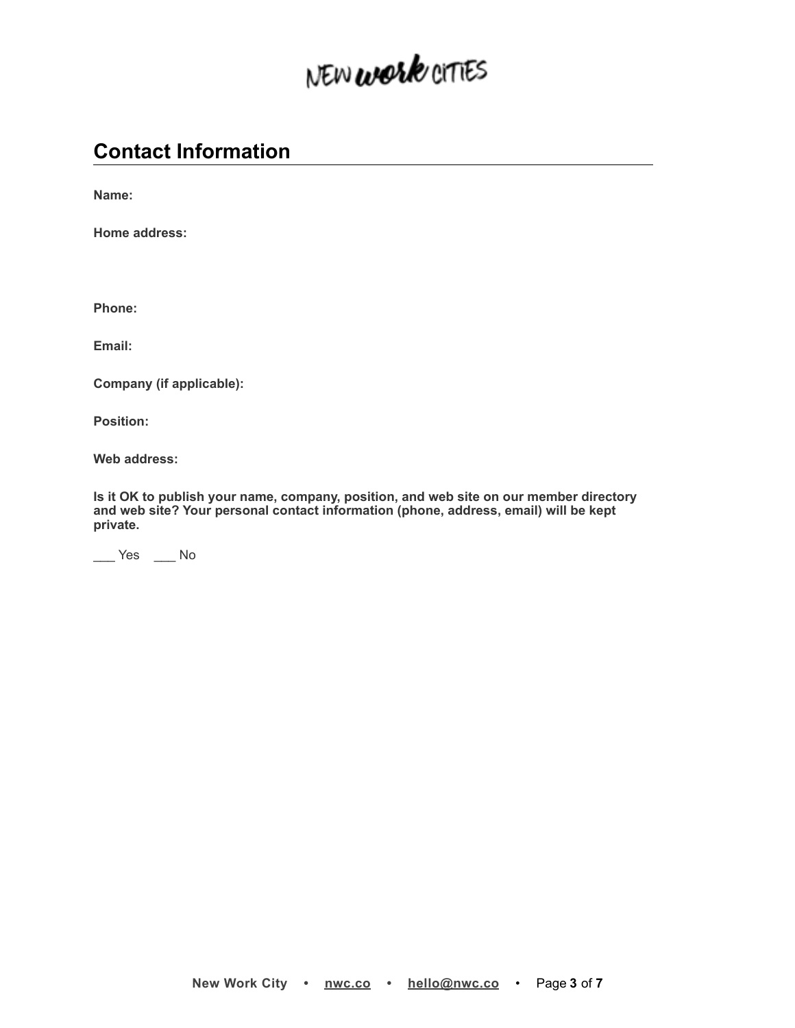## Contact Information

**Name:**

**Home address:**

**Phone:**

**Email:**

**Company (if applicable):**

**Position:**

**Web address:**

**Is it OK to publish your name, company, position, and web site on our member directory and web site? Your personal contact information (phone, address, email) will be kept private.**

___ Yes ___ No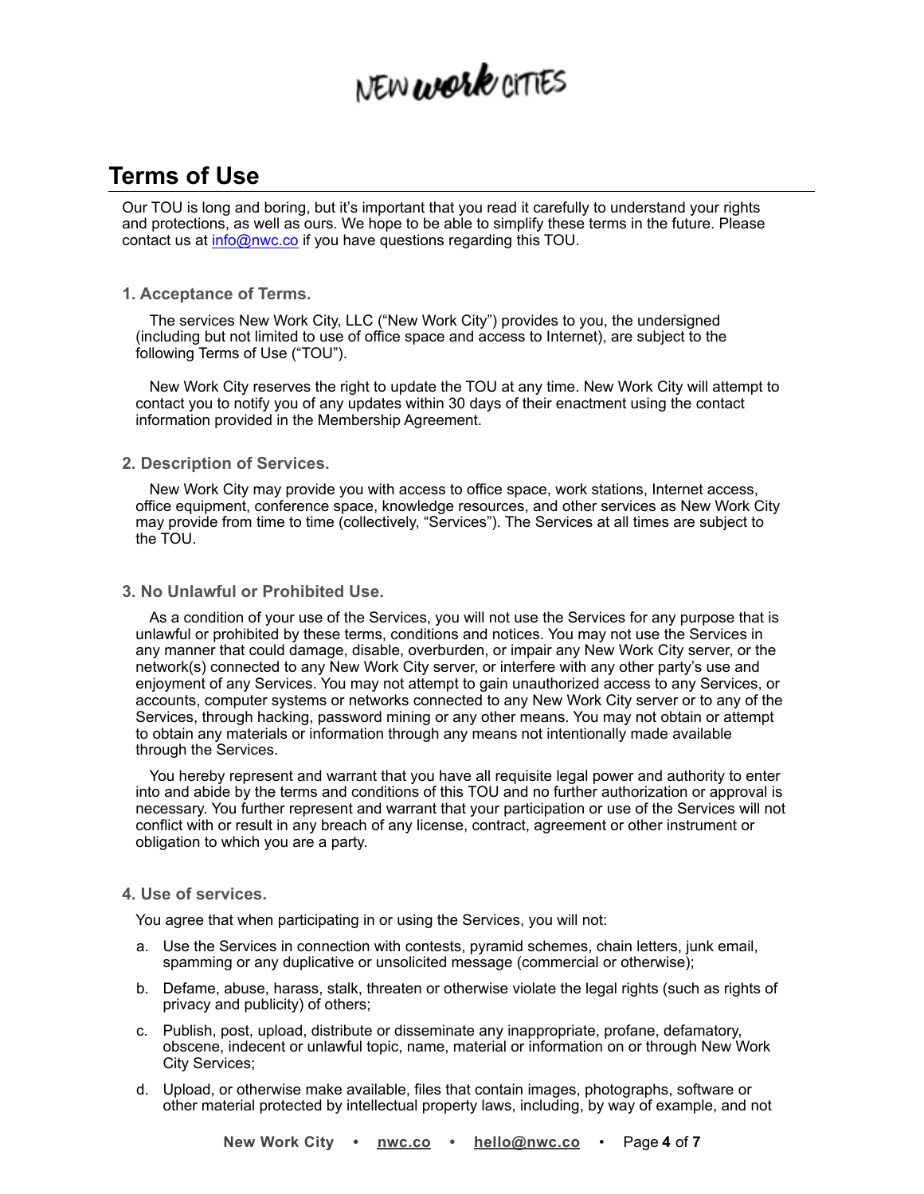# Terms of Use

Our TOU is long and boring, but it's important that you read it carefully to understand your rights and protections, as well as ours. We hope to be able to simplify these terms in the future. Please contact us at info@nwc.co if you have questions regarding this TOU.

### 1. Acceptance of Terms.

The services New Work City, LLC ("New Work City") provides to you, the undersigned (including but not limited to use of office space and access to Internet), are subject to the following Terms of Use ("TOU").

New Work City reserves the right to update the TOU at any time. New Work City will attempt to contact you to notify you of any updates within 30 days of their enactment using the contact information provided in the Membership Agreement.

### 2. Description of Services.

New Work City may provide you with access to office space, work stations, Internet access, office equipment, conference space, knowledge resources, and other services as New Work City may provide from time to time (collectively, "Services"). The Services at all times are subject to the TOU.

### 3. No Unlawful or Prohibited Use.

As a condition of your use of the Services, you will not use the Services for any purpose that is unlawful or prohibited by these terms, conditions and notices. You may not use the Services in any manner that could damage, disable, overburden, or impair any New Work City server, or the network(s) connected to any New Work City server, or interfere with any other party's use and enjoyment of any Services. You may not attempt to gain unauthorized access to any Services, or accounts, computer systems or networks connected to any New Work City server or to any of the Services, through hacking, password mining or any other means. You may not obtain or attempt to obtain any materials or information through any means not intentionally made available through the Services.

You hereby represent and warrant that you have all requisite legal power and authority to enter into and abide by the terms and conditions of this TOU and no further authorization or approval is necessary. You further represent and warrant that your participation or use of the Services will not conflict with or result in any breach of any license, contract, agreement or other instrument or obligation to which you are a party.

### 4. Use of services.

You agree that when participating in or using the Services, you will not:

a. Use the Services in connection with contests, pyramid schemes, chain letters, junk email, spamming or any duplicative or unsolicited message (commercial or otherwise);

b. Defame, abuse, harass, stalk, threaten or otherwise violate the legal rights (such as rights of privacy and publicity) of others;

c. Publish, post, upload, distribute or disseminate any inappropriate, profane, defamatory, obscene, indecent or unlawful topic, name, material or information on or through New Work City Services;

d. Upload, or otherwise make available, files that contain images, photographs, software or other material protected by intellectual property laws, including, by way of example, and not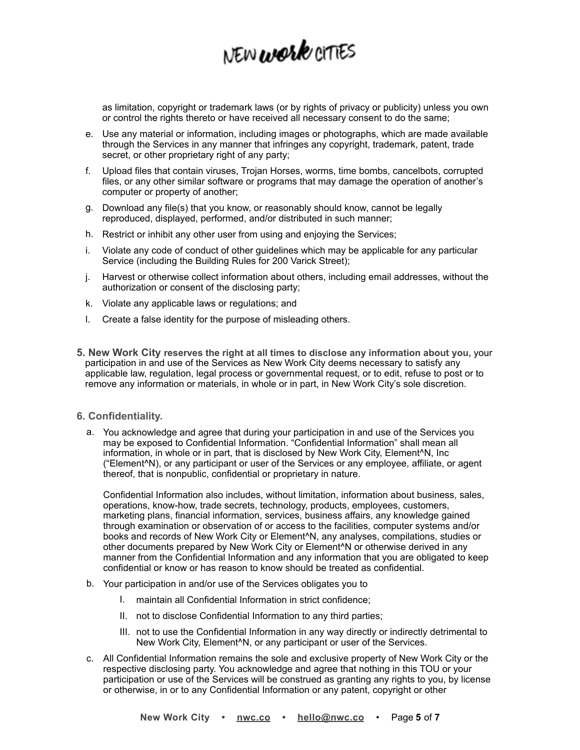as limitation, copyright or trademark laws (or by rights of privacy or publicity) unless you own or control the rights thereto or have received all necessary consent to do the same;

e. Use any material or information, including images or photographs, which are made available through the Services in any manner that infringes any copyright, trademark, patent, trade secret, or other proprietary right of any party;

f. Upload files that contain viruses, Trojan Horses, worms, time bombs, cancelbots, corrupted files, or any other similar software or programs that may damage the operation of another's computer or property of another;

g. Download any file(s) that you know, or reasonably should know, cannot be legally reproduced, displayed, performed, and/or distributed in such manner;

h. Restrict or inhibit any other user from using and enjoying the Services;

i. Violate any code of conduct of other guidelines which may be applicable for any particular Service (including the Building Rules for 200 Varick Street);

j. Harvest or otherwise collect information about others, including email addresses, without the authorization or consent of the disclosing party;

k. Violate any applicable laws or regulations; and

l. Create a false identity for the purpose of misleading others.

**5. New Work City reserves the right at all times to disclose any information about you,** your participation in and use of the Services as New Work City deems necessary to satisfy any applicable law, regulation, legal process or governmental request, or to edit, refuse to post or to remove any information or materials, in whole or in part, in New Work City's sole discretion.

**6. Confidentiality.**

a. You acknowledge and agree that during your participation in and use of the Services you may be exposed to Confidential Information. "Confidential Information" shall mean all information, in whole or in part, that is disclosed by New Work City, Element^N, Inc ("Element^N), or any participant or user of the Services or any employee, affiliate, or agent thereof, that is nonpublic, confidential or proprietary in nature.

   Confidential Information also includes, without limitation, information about business, sales, operations, know-how, trade secrets, technology, products, employees, customers, marketing plans, financial information, services, business affairs, any knowledge gained through examination or observation of or access to the facilities, computer systems and/or books and records of New Work City or Element^N, any analyses, compilations, studies or other documents prepared by New Work City or Element^N or otherwise derived in any manner from the Confidential Information and any information that you are obligated to keep confidential or know or has reason to know should be treated as confidential.

b. Your participation in and/or use of the Services obligates you to

   I. maintain all Confidential Information in strict confidence;

   II. not to disclose Confidential Information to any third parties;

   III. not to use the Confidential Information in any way directly or indirectly detrimental to New Work City, Element^N, or any participant or user of the Services.

c. All Confidential Information remains the sole and exclusive property of New Work City or the respective disclosing party. You acknowledge and agree that nothing in this TOU or your participation or use of the Services will be construed as granting any rights to you, by license or otherwise, in or to any Confidential Information or any patent, copyright or other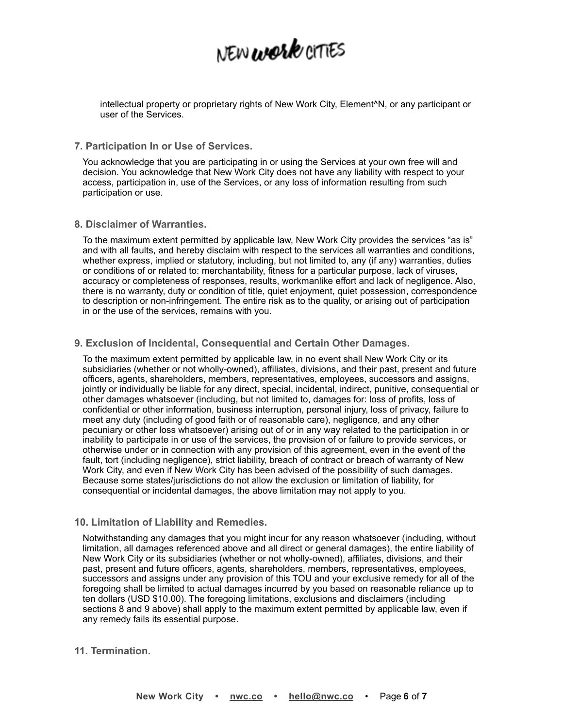intellectual property or proprietary rights of New Work City, Element^N, or any participant or user of the Services.

### 7. Participation In or Use of Services.

You acknowledge that you are participating in or using the Services at your own free will and decision. You acknowledge that New Work City does not have any liability with respect to your access, participation in, use of the Services, or any loss of information resulting from such participation or use.

### 8. Disclaimer of Warranties.

To the maximum extent permitted by applicable law, New Work City provides the services "as is" and with all faults, and hereby disclaim with respect to the services all warranties and conditions, whether express, implied or statutory, including, but not limited to, any (if any) warranties, duties or conditions of or related to: merchantability, fitness for a particular purpose, lack of viruses, accuracy or completeness of responses, results, workmanlike effort and lack of negligence. Also, there is no warranty, duty or condition of title, quiet enjoyment, quiet possession, correspondence to description or non-infringement. The entire risk as to the quality, or arising out of participation in or the use of the services, remains with you.

### 9. Exclusion of Incidental, Consequential and Certain Other Damages.

To the maximum extent permitted by applicable law, in no event shall New Work City or its subsidiaries (whether or not wholly-owned), affiliates, divisions, and their past, present and future officers, agents, shareholders, members, representatives, employees, successors and assigns, jointly or individually be liable for any direct, special, incidental, indirect, punitive, consequential or other damages whatsoever (including, but not limited to, damages for: loss of profits, loss of confidential or other information, business interruption, personal injury, loss of privacy, failure to meet any duty (including of good faith or of reasonable care), negligence, and any other pecuniary or other loss whatsoever) arising out of or in any way related to the participation in or inability to participate in or use of the services, the provision of or failure to provide services, or otherwise under or in connection with any provision of this agreement, even in the event of the fault, tort (including negligence), strict liability, breach of contract or breach of warranty of New Work City, and even if New Work City has been advised of the possibility of such damages. Because some states/jurisdictions do not allow the exclusion or limitation of liability, for consequential or incidental damages, the above limitation may not apply to you.

### 10. Limitation of Liability and Remedies.

Notwithstanding any damages that you might incur for any reason whatsoever (including, without limitation, all damages referenced above and all direct or general damages), the entire liability of New Work City or its subsidiaries (whether or not wholly-owned), affiliates, divisions, and their past, present and future officers, agents, shareholders, members, representatives, employees, successors and assigns under any provision of this TOU and your exclusive remedy for all of the foregoing shall be limited to actual damages incurred by you based on reasonable reliance up to ten dollars (USD $10.00). The foregoing limitations, exclusions and disclaimers (including sections 8 and 9 above) shall apply to the maximum extent permitted by applicable law, even if any remedy fails its essential purpose.

### 11. Termination.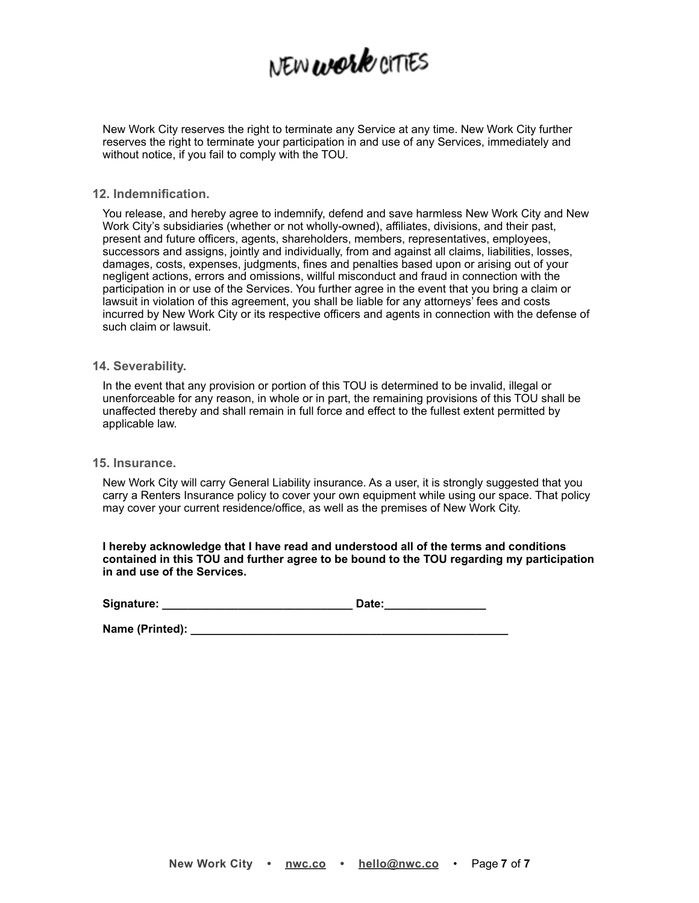New Work City reserves the right to terminate any Service at any time. New Work City further reserves the right to terminate your participation in and use of any Services, immediately and without notice, if you fail to comply with the TOU.

### 12. Indemnification.

You release, and hereby agree to indemnify, defend and save harmless New Work City and New Work City's subsidiaries (whether or not wholly-owned), affiliates, divisions, and their past, present and future officers, agents, shareholders, members, representatives, employees, successors and assigns, jointly and individually, from and against all claims, liabilities, losses, damages, costs, expenses, judgments, fines and penalties based upon or arising out of your negligent actions, errors and omissions, willful misconduct and fraud in connection with the participation in or use of the Services. You further agree in the event that you bring a claim or lawsuit in violation of this agreement, you shall be liable for any attorneys' fees and costs incurred by New Work City or its respective officers and agents in connection with the defense of such claim or lawsuit.

### 14. Severability.

In the event that any provision or portion of this TOU is determined to be invalid, illegal or unenforceable for any reason, in whole or in part, the remaining provisions of this TOU shall be unaffected thereby and shall remain in full force and effect to the fullest extent permitted by applicable law.

### 15. Insurance.

New Work City will carry General Liability insurance. As a user, it is strongly suggested that you carry a Renters Insurance policy to cover your own equipment while using our space. That policy may cover your current residence/office, as well as the premises of New Work City.

**I hereby acknowledge that I have read and understood all of the terms and conditions contained in this TOU and further agree to be bound to the TOU regarding my participation in and use of the Services.**

**Signature: ______________________________ Date:________________**

**Name (Printed): ____________________________________________________**